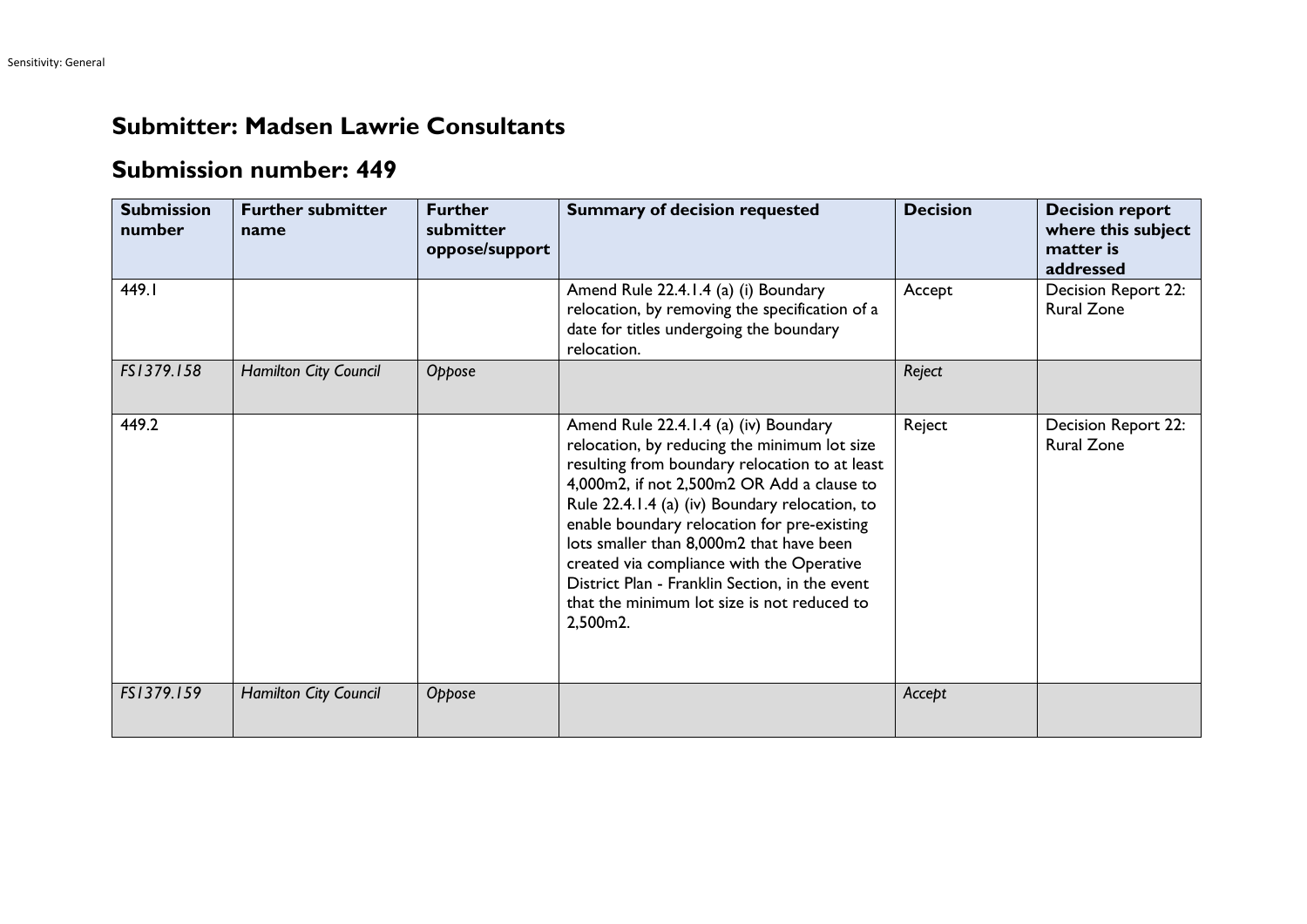## Submitter: Madsen Lawrie Consultants

## Submission number: 449

| Submission number | Further submitter name | Further submitter oppose/support | Summary of decision requested | Decision | Decision report where this subject matter is addressed |
|---|---|---|---|---|---|
| 449.1 | | | Amend Rule 22.4.1.4 (a) (i) Boundary relocation, by removing the specification of a date for titles undergoing the boundary relocation. | Accept | Decision Report 22: Rural Zone |
| *FS1379.158* | *Hamilton City Council* | *Oppose* | | *Reject* | |
| 449.2 | | | Amend Rule 22.4.1.4 (a) (iv) Boundary relocation, by reducing the minimum lot size resulting from boundary relocation to at least 4,000m2, if not 2,500m2 OR Add a clause to Rule 22.4.1.4 (a) (iv) Boundary relocation, to enable boundary relocation for pre-existing lots smaller than 8,000m2 that have been created via compliance with the Operative District Plan - Franklin Section, in the event that the minimum lot size is not reduced to 2,500m2. | Reject | Decision Report 22: Rural Zone |
| *FS1379.159* | *Hamilton City Council* | *Oppose* | | *Accept* | |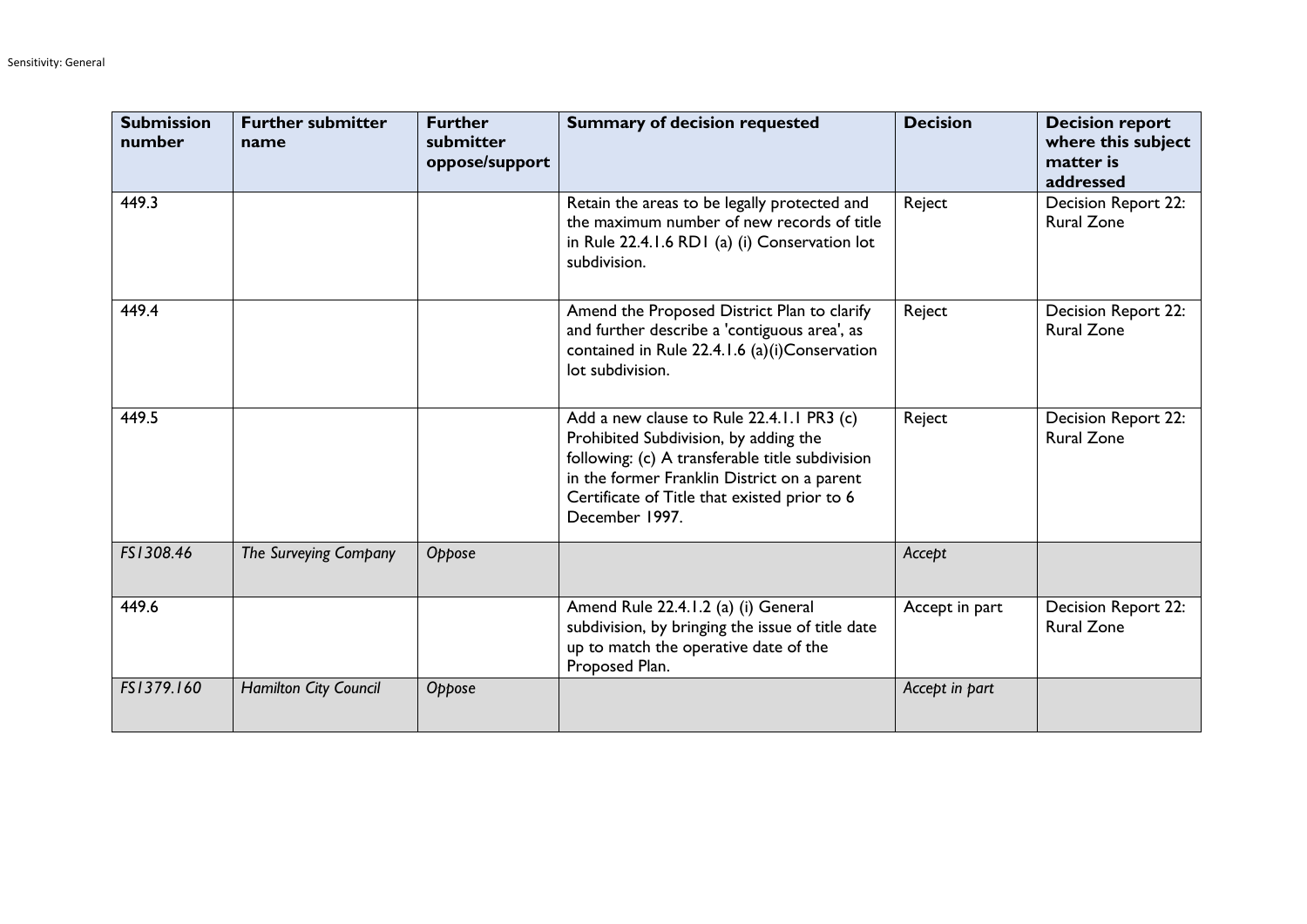| Submission number | Further submitter name | Further submitter oppose/support | Summary of decision requested | Decision | Decision report where this subject matter is addressed |
|---|---|---|---|---|---|
| 449.3 | | | Retain the areas to be legally protected and the maximum number of new records of title in Rule 22.4.1.6 RD1 (a) (i) Conservation lot subdivision. | Reject | Decision Report 22: Rural Zone |
| 449.4 | | | Amend the Proposed District Plan to clarify and further describe a 'contiguous area', as contained in Rule 22.4.1.6 (a)(i)Conservation lot subdivision. | Reject | Decision Report 22: Rural Zone |
| 449.5 | | | Add a new clause to Rule 22.4.1.1 PR3 (c) Prohibited Subdivision, by adding the following: (c) A transferable title subdivision in the former Franklin District on a parent Certificate of Title that existed prior to 6 December 1997. | Reject | Decision Report 22: Rural Zone |
| *FS1308.46* | *The Surveying Company* | *Oppose* | | *Accept* | |
| 449.6 | | | Amend Rule 22.4.1.2 (a) (i) General subdivision, by bringing the issue of title date up to match the operative date of the Proposed Plan. | Accept in part | Decision Report 22: Rural Zone |
| *FS1379.160* | *Hamilton City Council* | *Oppose* | | *Accept in part* | |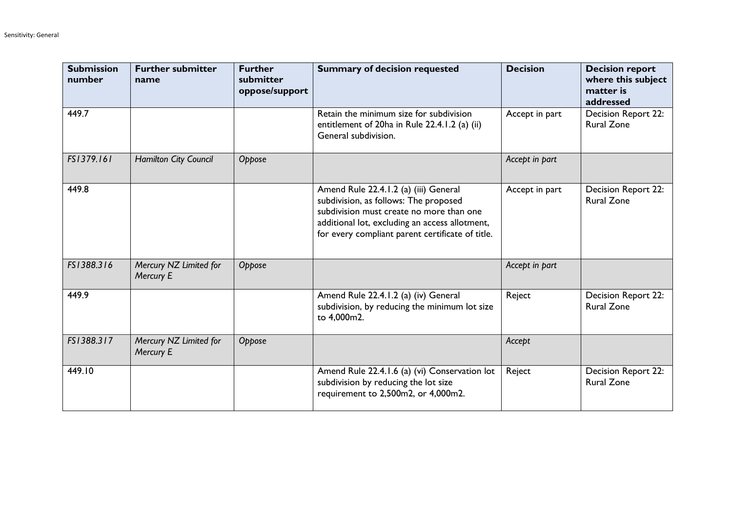| Submission number | Further submitter name | Further submitter oppose/support | Summary of decision requested | Decision | Decision report where this subject matter is addressed |
|---|---|---|---|---|---|
| 449.7 | | | Retain the minimum size for subdivision entitlement of 20ha in Rule 22.4.1.2 (a) (ii) General subdivision. | Accept in part | Decision Report 22: Rural Zone |
| *FS1379.161* | *Hamilton City Council* | *Oppose* | | *Accept in part* | |
| 449.8 | | | Amend Rule 22.4.1.2 (a) (iii) General subdivision, as follows: The proposed subdivision must create no more than one additional lot, excluding an access allotment, for every compliant parent certificate of title. | Accept in part | Decision Report 22: Rural Zone |
| *FS1388.316* | *Mercury NZ Limited for Mercury E* | *Oppose* | | *Accept in part* | |
| 449.9 | | | Amend Rule 22.4.1.2 (a) (iv) General subdivision, by reducing the minimum lot size to 4,000m2. | Reject | Decision Report 22: Rural Zone |
| *FS1388.317* | *Mercury NZ Limited for Mercury E* | *Oppose* | | *Accept* | |
| 449.10 | | | Amend Rule 22.4.1.6 (a) (vi) Conservation lot subdivision by reducing the lot size requirement to 2,500m2, or 4,000m2. | Reject | Decision Report 22: Rural Zone |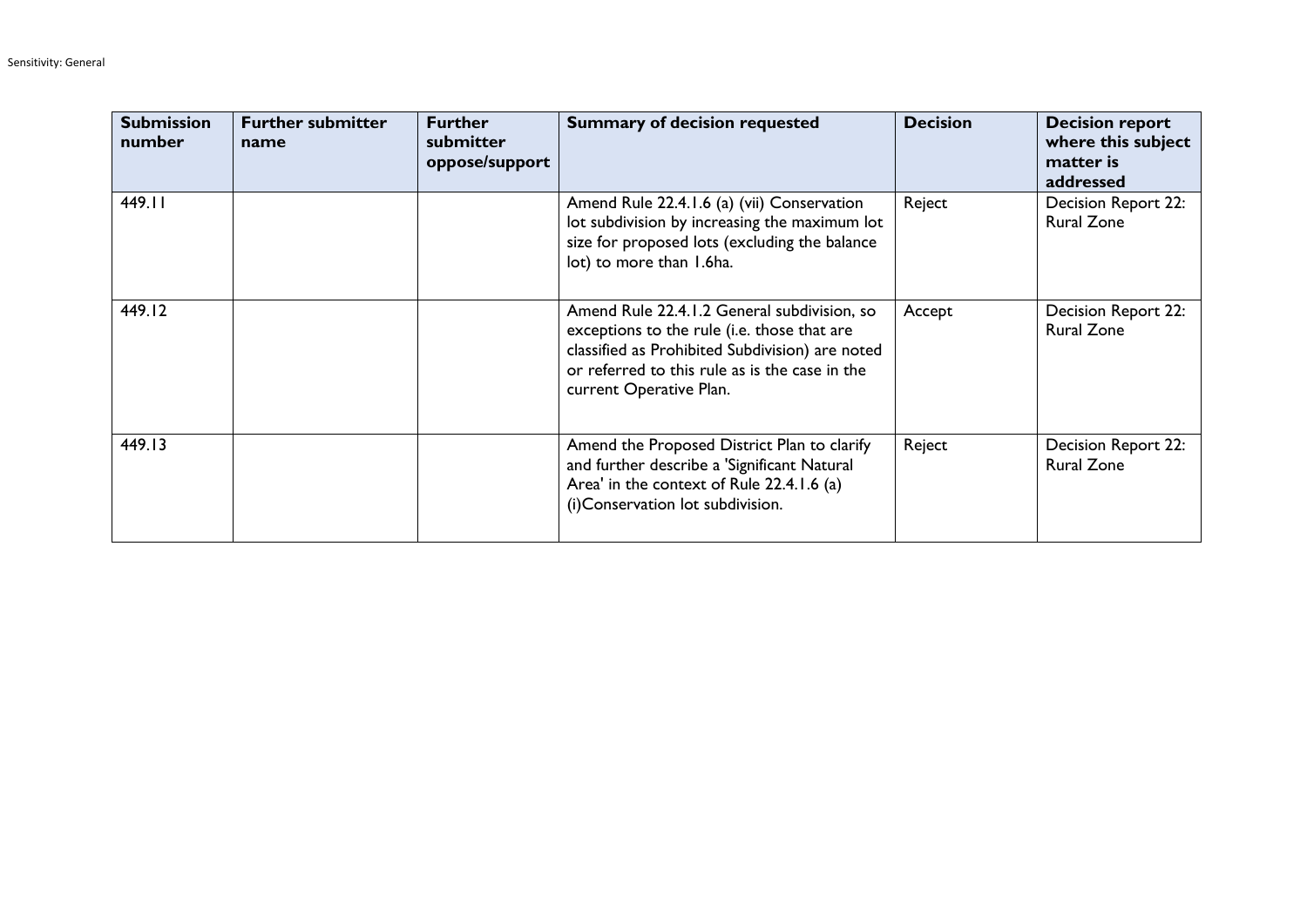| Submission number | Further submitter name | Further submitter oppose/support | Summary of decision requested | Decision | Decision report where this subject matter is addressed |
|---|---|---|---|---|---|
| 449.11 | | | Amend Rule 22.4.1.6 (a) (vii) Conservation lot subdivision by increasing the maximum lot size for proposed lots (excluding the balance lot) to more than 1.6ha. | Reject | Decision Report 22: Rural Zone |
| 449.12 | | | Amend Rule 22.4.1.2 General subdivision, so exceptions to the rule (i.e. those that are classified as Prohibited Subdivision) are noted or referred to this rule as is the case in the current Operative Plan. | Accept | Decision Report 22: Rural Zone |
| 449.13 | | | Amend the Proposed District Plan to clarify and further describe a 'Significant Natural Area' in the context of Rule 22.4.1.6 (a) (i)Conservation lot subdivision. | Reject | Decision Report 22: Rural Zone |